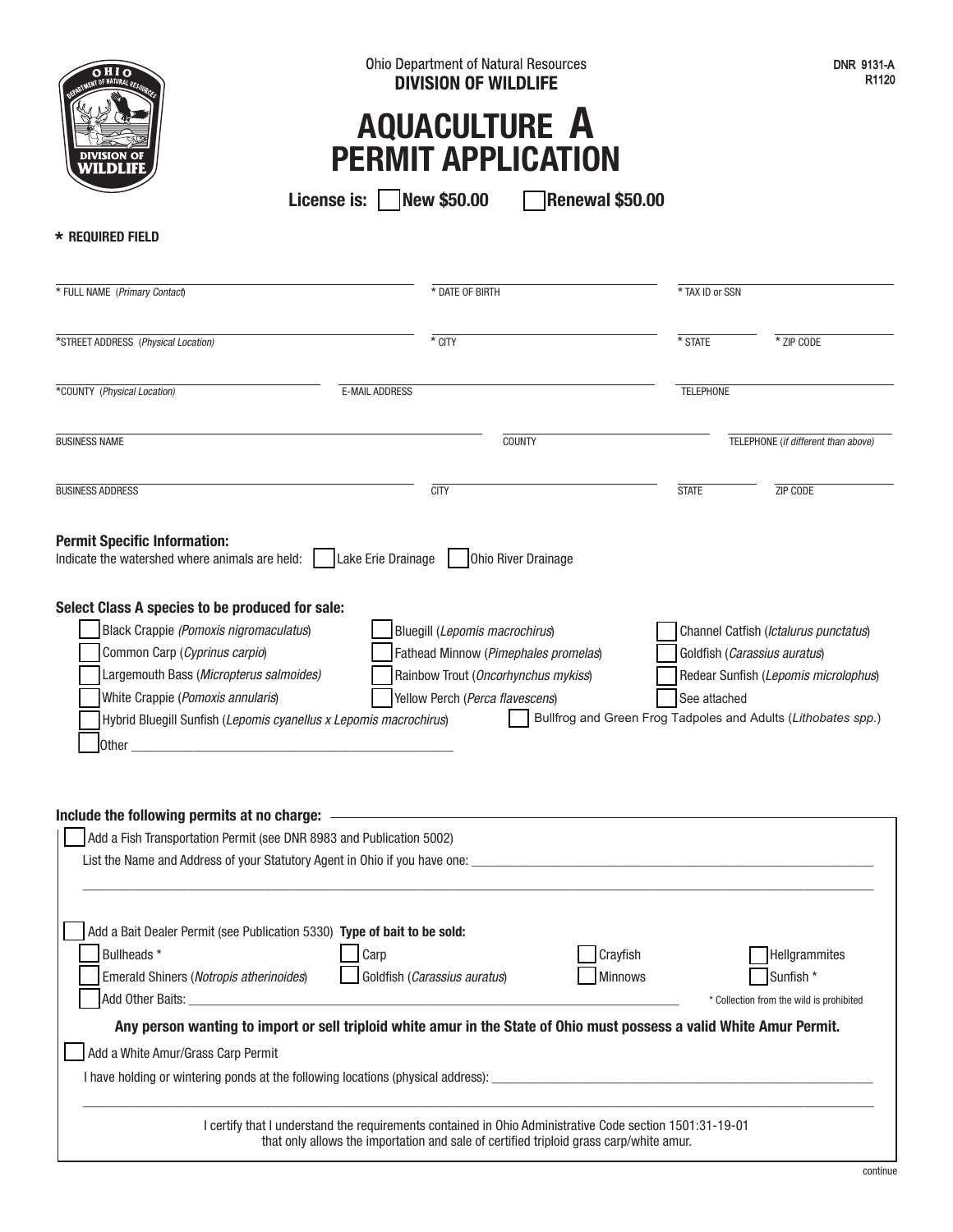Ohio Department of Natural Resources
**DIVISION OF WILDLIFE**

DNR 9131-A
R1120

# AQUACULTURE A PERMIT APPLICATION

**License is:** ☐ **New $50.00** ☐ **Renewal $50.00**

**\* REQUIRED FIELD**

\* FULL NAME (*Primary Contact*) ____________ \* DATE OF BIRTH ____________ \* TAX ID or SSN ____________

\*STREET ADDRESS (*Physical Location*) ____________ \* CITY ____________ \* STATE ____________ \* ZIP CODE ____________

\*COUNTY (*Physical Location*) ____________ E-MAIL ADDRESS ____________ TELEPHONE ____________

BUSINESS NAME ____________ COUNTY ____________ TELEPHONE (*if different than above*) ____________

BUSINESS ADDRESS ____________ CITY ____________ STATE ____________ ZIP CODE ____________

**Permit Specific Information:**
Indicate the watershed where animals are held: ☐ Lake Erie Drainage ☐ Ohio River Drainage

**Select Class A species to be produced for sale:**

- ☐ Black Crappie (*Pomoxis nigromaculatus*)
- ☐ Bluegill (*Lepomis macrochirus*)
- ☐ Channel Catfish (*Ictalurus punctatus*)
- ☐ Common Carp (*Cyprinus carpio*)
- ☐ Fathead Minnow (*Pimephales promelas*)
- ☐ Goldfish (*Carassius auratus*)
- ☐ Largemouth Bass (*Micropterus salmoides*)
- ☐ Rainbow Trout (*Oncorhynchus mykiss*)
- ☐ Redear Sunfish (*Lepomis microlophus*)
- ☐ White Crappie (*Pomoxis annularis*)
- ☐ Yellow Perch (*Perca flavescens*)
- ☐ See attached
- ☐ Hybrid Bluegill Sunfish (*Lepomis cyanellus x Lepomis macrochirus*)
- ☐ Bullfrog and Green Frog Tadpoles and Adults (*Lithobates spp.*)
- ☐ Other ____________

**Include the following permits at no charge:**

☐ Add a Fish Transportation Permit (see DNR 8983 and Publication 5002)

List the Name and Address of your Statutory Agent in Ohio if you have one: ____________

☐ Add a Bait Dealer Permit (see Publication 5330) **Type of bait to be sold:**

- ☐ Bullheads \*
- ☐ Carp
- ☐ Crayfish
- ☐ Hellgrammites
- ☐ Emerald Shiners (*Notropis atherinoides*)
- ☐ Goldfish (*Carassius auratus*)
- ☐ Minnows
- ☐ Sunfish \*
- ☐ Add Other Baits: ____________

\* Collection from the wild is prohibited

**Any person wanting to import or sell triploid white amur in the State of Ohio must possess a valid White Amur Permit.**

☐ Add a White Amur/Grass Carp Permit

I have holding or wintering ponds at the following locations (physical address): ____________

I certify that I understand the requirements contained in Ohio Administrative Code section 1501:31-19-01 that only allows the importation and sale of certified triploid grass carp/white amur.

continue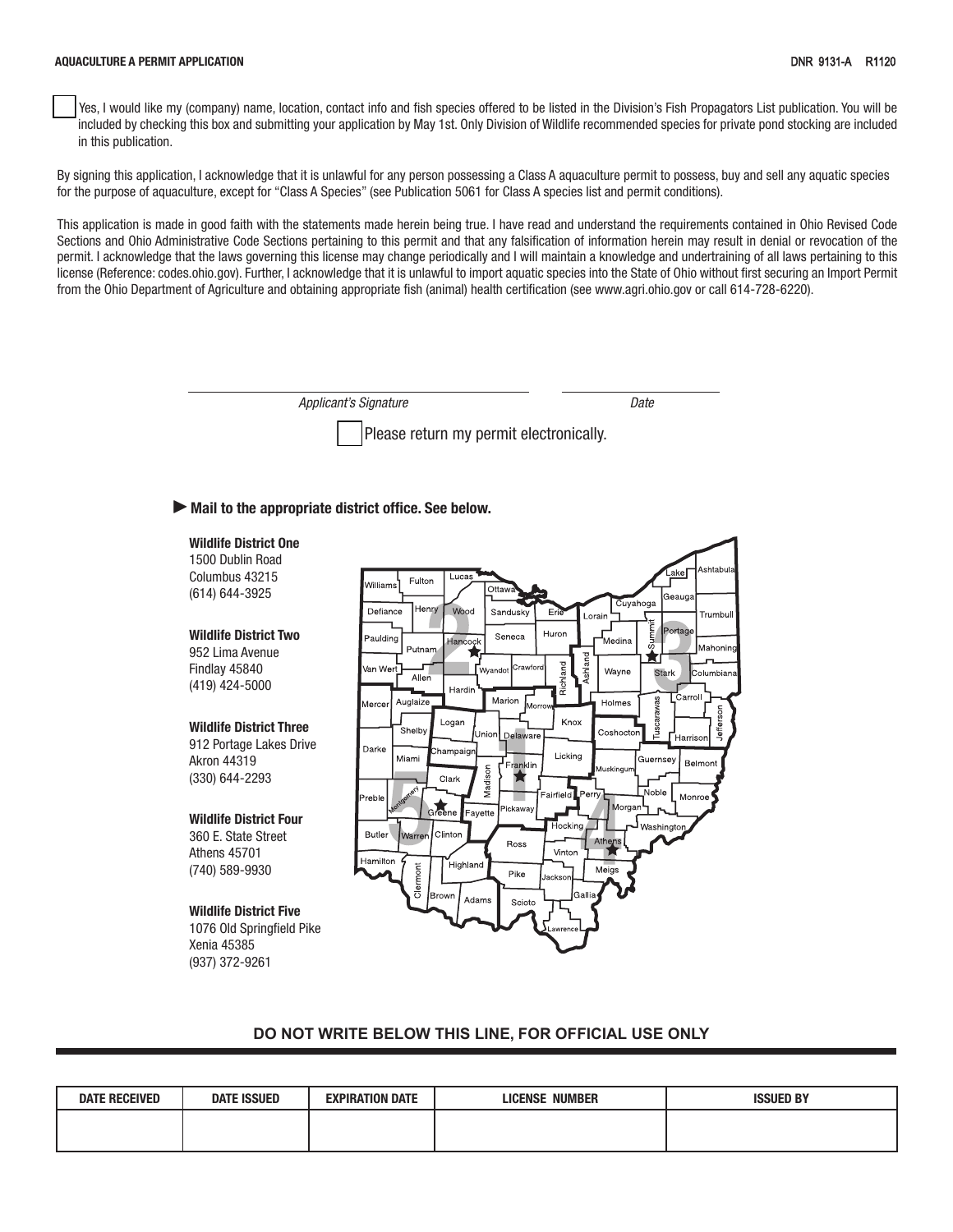☐ Yes, I would like my (company) name, location, contact info and fish species offered to be listed in the Division's Fish Propagators List publication. You will be included by checking this box and submitting your application by May 1st. Only Division of Wildlife recommended species for private pond stocking are included in this publication.

By signing this application, I acknowledge that it is unlawful for any person possessing a Class A aquaculture permit to possess, buy and sell any aquatic species for the purpose of aquaculture, except for "Class A Species" (see Publication 5061 for Class A species list and permit conditions).

This application is made in good faith with the statements made herein being true. I have read and understand the requirements contained in Ohio Revised Code Sections and Ohio Administrative Code Sections pertaining to this permit and that any falsification of information herein may result in denial or revocation of the permit. I acknowledge that the laws governing this license may change periodically and I will maintain a knowledge and undertraining of all laws pertaining to this license (Reference: codes.ohio.gov). Further, I acknowledge that it is unlawful to import aquatic species into the State of Ohio without first securing an Import Permit from the Ohio Department of Agriculture and obtaining appropriate fish (animal) health certification (see www.agri.ohio.gov or call 614-728-6220).

______________________________ *Applicant's Signature* ______________ *Date*

☐ Please return my permit electronically.

► **Mail to the appropriate district office. See below.**

**Wildlife District One**
1500 Dublin Road
Columbus 43215
(614) 644-3925

**Wildlife District Two**
952 Lima Avenue
Findlay 45840
(419) 424-5000

**Wildlife District Three**
912 Portage Lakes Drive
Akron 44319
(330) 644-2293

**Wildlife District Four**
360 E. State Street
Athens 45701
(740) 589-9930

**Wildlife District Five**
1076 Old Springfield Pike
Xenia 45385
(937) 372-9261

**DO NOT WRITE BELOW THIS LINE, FOR OFFICIAL USE ONLY**

| DATE RECEIVED | DATE ISSUED | EXPIRATION DATE | LICENSE NUMBER | ISSUED BY |
|---|---|---|---|---|
| | | | | |